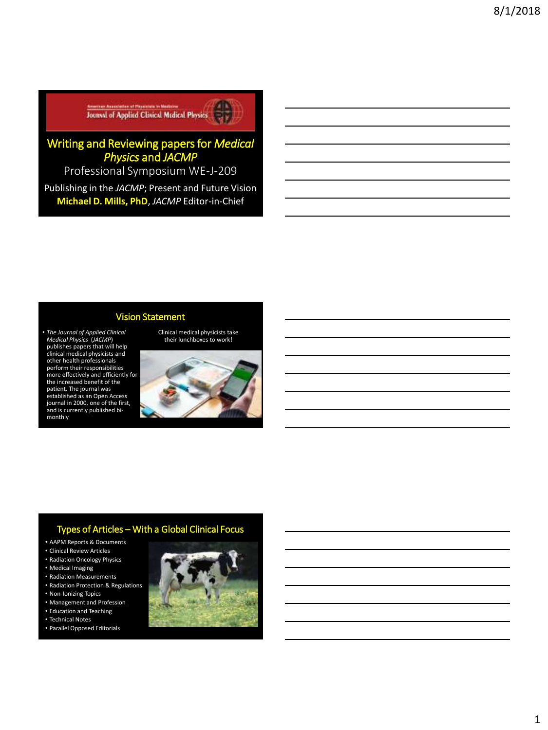## Writing and Reviewing papers for *Medical Physics* and *JACMP*

Professional Symposium WE-J-209

Publishing in the *JACMP*; Present and Future Vision

**Michael D. Mills, PhD**, *JACMP* Editor-in-Chief

## Vision Statement

- *The Journal of Applied Clinical Medical Physics* (*JACMP*) publishes papers that will help clinical medical physicists and other health professionals perform their responsibilities more effectively and efficiently for the increased benefit of the patient. The journal was established as an Open Access journal in 2000, one of the first, and is currently published bi-monthly

Clinical medical physicists take their lunchboxes to work!

## Types of Articles – With a Global Clinical Focus

- AAPM Reports & Documents
- Clinical Review Articles
- Radiation Oncology Physics
- Medical Imaging
- Radiation Measurements
- Radiation Protection & Regulations
- Non-Ionizing Topics
- Management and Profession
- Education and Teaching
- Technical Notes
- Parallel Opposed Editorials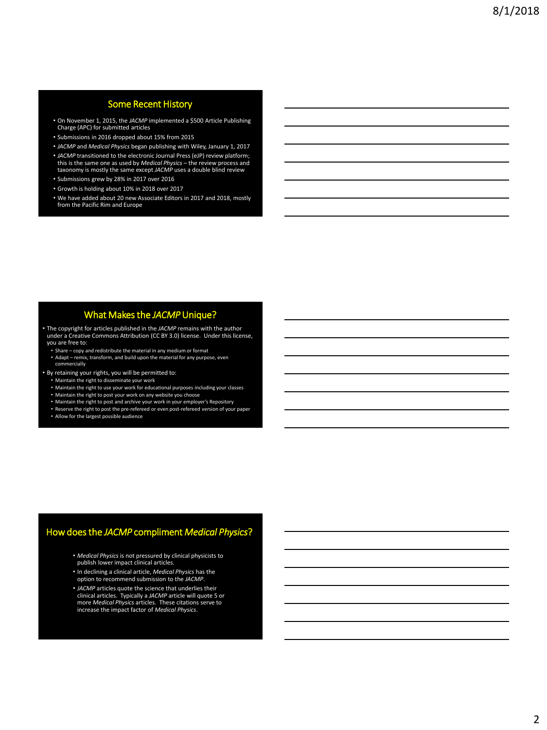## Some Recent History

- On November 1, 2015, the *JACMP* implemented a $500 Article Publishing Charge (APC) for submitted articles
- Submissions in 2016 dropped about 15% from 2015
- *JACMP* and *Medical Physics* began publishing with Wiley, January 1, 2017
- *JACMP* transitioned to the electronic Journal Press (eJP) review platform; this is the same one as used by *Medical Physics* – the review process and taxonomy is mostly the same except *JACMP* uses a double blind review
- Submissions grew by 28% in 2017 over 2016
- Growth is holding about 10% in 2018 over 2017
- We have added about 20 new Associate Editors in 2017 and 2018, mostly from the Pacific Rim and Europe

## What Makes the *JACMP* Unique?

- The copyright for articles published in the *JACMP* remains with the author under a Creative Commons Attribution (CC BY 3.0) license. Under this license, you are free to:
  - Share – copy and redistribute the material in any medium or format
  - Adapt – remix, transform, and build upon the material for any purpose, even commercially
- By retaining your rights, you will be permitted to:
  - Maintain the right to disseminate your work
  - Maintain the right to use your work for educational purposes including your classes
  - Maintain the right to post your work on any website you choose
  - Maintain the right to post and archive your work in your employer's Repository
  - Reserve the right to post the pre-refereed or even post-refereed version of your paper
  - Allow for the largest possible audience

## How does the *JACMP* compliment *Medical Physics*?

- *Medical Physics* is not pressured by clinical physicists to publish lower impact clinical articles.
- In declining a clinical article, *Medical Physics* has the option to recommend submission to the *JACMP*.
- *JACMP* articles quote the science that underlies their clinical articles. Typically a *JACMP* article will quote 5 or more *Medical Physics* articles. These citations serve to increase the impact factor of *Medical Physics*.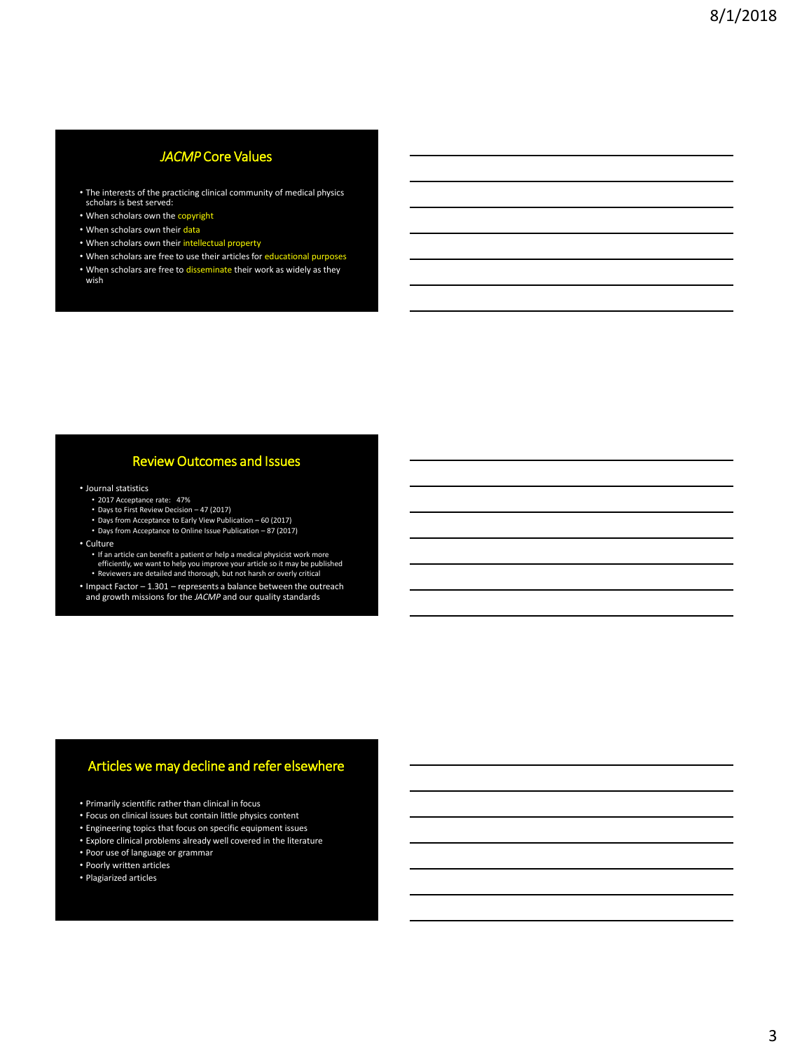## *JACMP* Core Values

- The interests of the practicing clinical community of medical physics scholars is best served:
- When scholars own the copyright
- When scholars own their data
- When scholars own their intellectual property
- When scholars are free to use their articles for educational purposes
- When scholars are free to disseminate their work as widely as they wish

## Review Outcomes and Issues

- Journal statistics
  - 2017 Acceptance rate: 47%
  - Days to First Review Decision – 47 (2017)
  - Days from Acceptance to Early View Publication – 60 (2017)
  - Days from Acceptance to Online Issue Publication – 87 (2017)
- Culture
  - If an article can benefit a patient or help a medical physicist work more efficiently, we want to help you improve your article so it may be published
  - Reviewers are detailed and thorough, but not harsh or overly critical
- Impact Factor – 1.301 – represents a balance between the outreach and growth missions for the *JACMP* and our quality standards

## Articles we may decline and refer elsewhere

- Primarily scientific rather than clinical in focus
- Focus on clinical issues but contain little physics content
- Engineering topics that focus on specific equipment issues
- Explore clinical problems already well covered in the literature
- Poor use of language or grammar
- Poorly written articles
- Plagiarized articles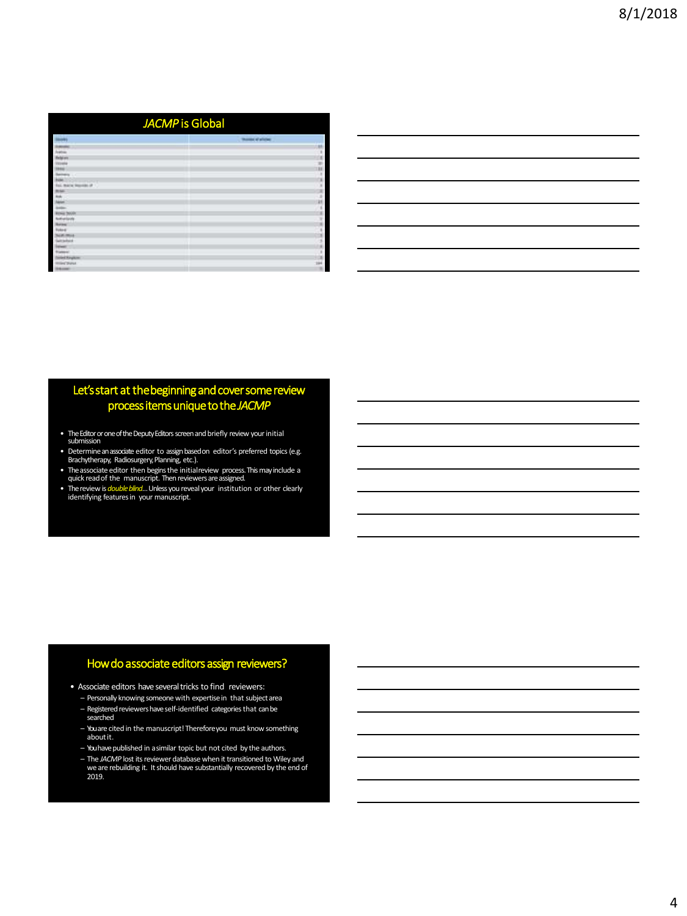## *JACMP* is Global

## Let's start at the beginning and cover some review process items unique to the *JACMP*

- The Editor or one of the Deputy Editors screen and briefly review your initial submission
- Determine an associate editor to assign based on editor's preferred topics (e.g. Brachytherapy, Radiosurgery, Planning, etc.).
- The associate editor then begins the initial review process. This may include a quick read of the manuscript. Then reviewers are assigned.
- The review is *double blind*…Unless you reveal your institution or other clearly identifying features in your manuscript.

## How do associate editors assign reviewers?

- Associate editors have several tricks to find reviewers:
  - Personally knowing someone with expertise in that subject area
  - Registered reviewers have self-identified categories that can be searched
  - You are cited in the manuscript! Therefore you must know something about it.
  - You have published in a similar topic but not cited by the authors.
  - The *JACMP* lost its reviewer database when it transitioned to Wiley and we are rebuilding it. It should have substantially recovered by the end of 2019.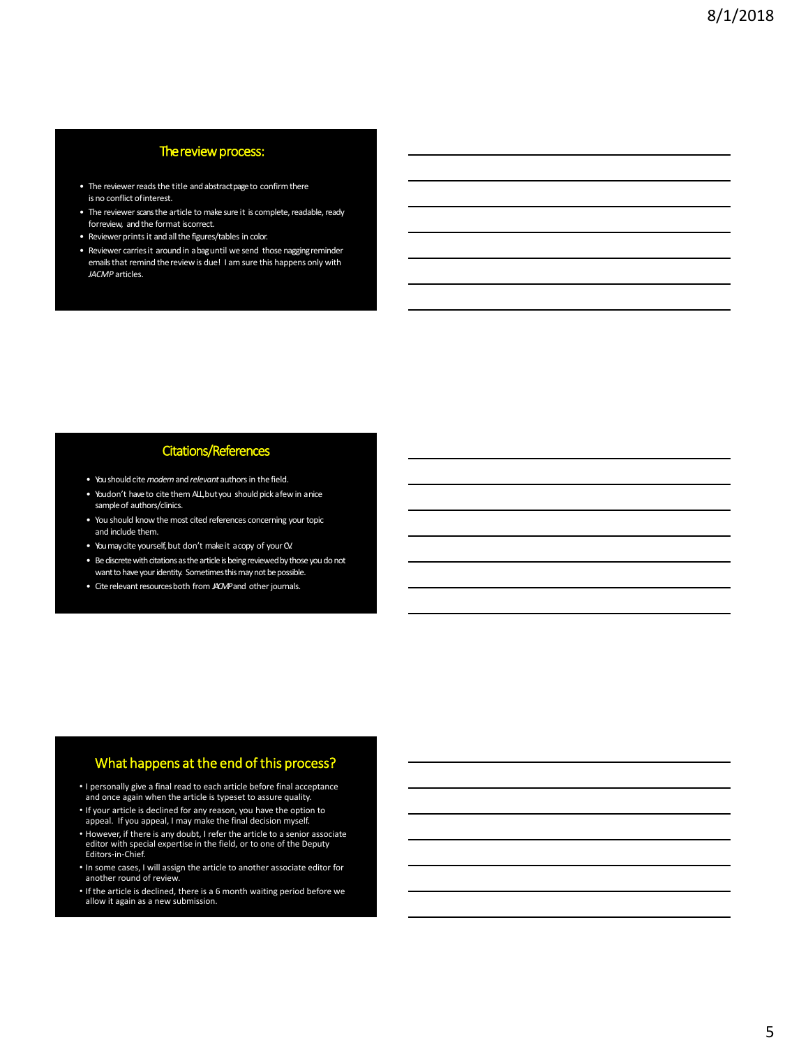## The review process:

- The reviewer reads the title and abstract page to confirm there is no conflict of interest.
- The reviewer scans the article to make sure it is complete, readable, ready for review, and the format is correct.
- Reviewer prints it and all the figures/tables in color.
- Reviewer carries it around in a bag until we send those nagging reminder emails that remind the review is due! I am sure this happens only with *JACMP* articles.

## Citations/References

- You should cite *modern* and *relevant* authors in the field.
- You don't have to cite them ALL, but you should pick a few in a nice sample of authors/clinics.
- You should know the most cited references concerning your topic and include them.
- You may cite yourself, but don't make it a copy of your CV.
- Be discrete with citations as the article is being reviewed by those you do not want to have your identity. Sometimes this may not be possible.
- Cite relevant resources both from *JACMP* and other journals.

## What happens at the end of this process?

- I personally give a final read to each article before final acceptance and once again when the article is typeset to assure quality.
- If your article is declined for any reason, you have the option to appeal. If you appeal, I may make the final decision myself.
- However, if there is any doubt, I refer the article to a senior associate editor with special expertise in the field, or to one of the Deputy Editors-in-Chief.
- In some cases, I will assign the article to another associate editor for another round of review.
- If the article is declined, there is a 6 month waiting period before we allow it again as a new submission.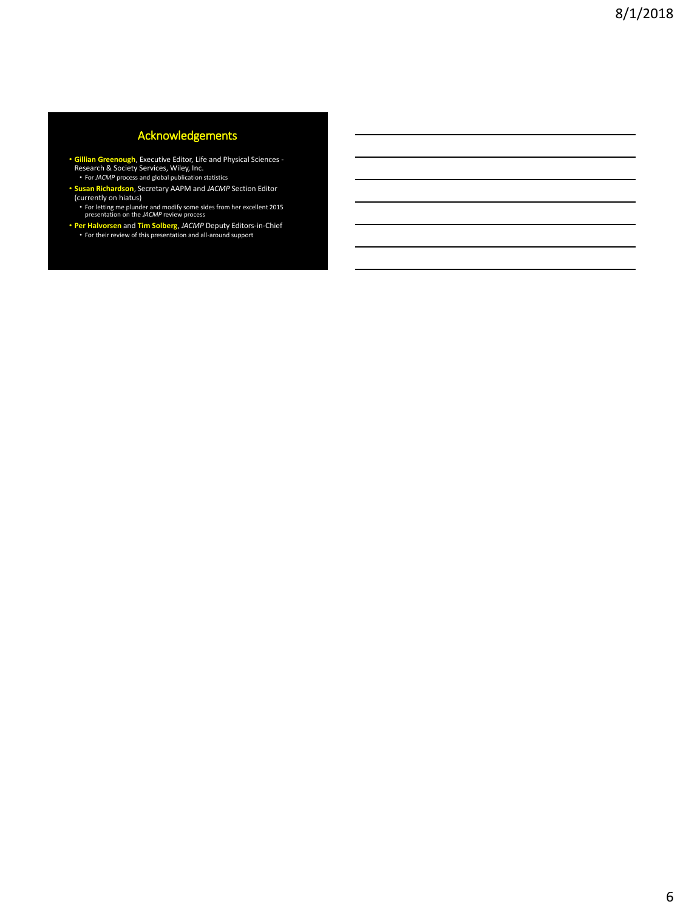## Acknowledgements

- **Gillian Greenough**, Executive Editor, Life and Physical Sciences - Research & Society Services, Wiley, Inc.
  - For *JACMP* process and global publication statistics
- **Susan Richardson**, Secretary AAPM and *JACMP* Section Editor (currently on hiatus)
  - For letting me plunder and modify some sides from her excellent 2015 presentation on the *JACMP* review process
- **Per Halvorsen** and **Tim Solberg**, *JACMP* Deputy Editors-in-Chief
  - For their review of this presentation and all-around support